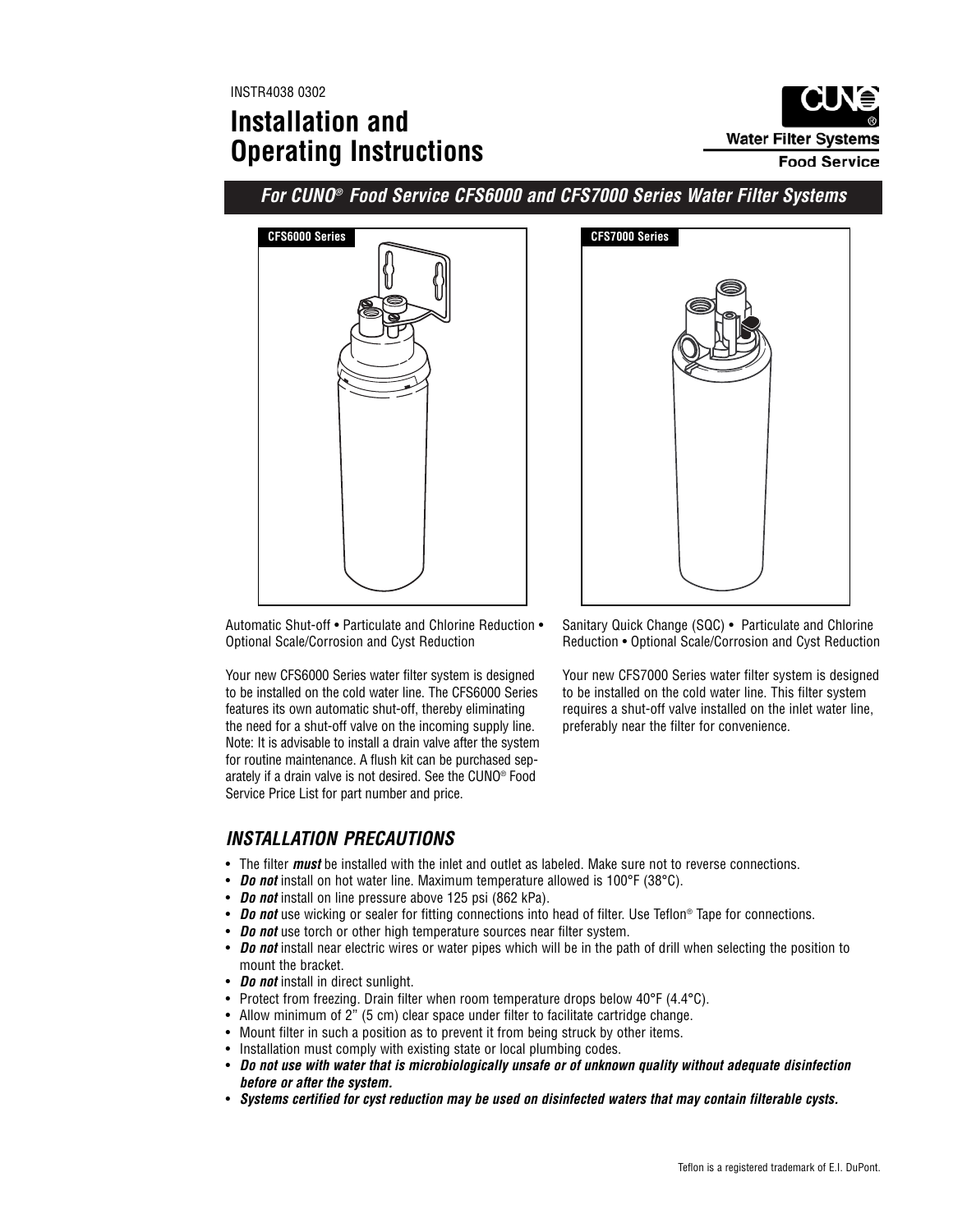INSTR4038 0302

# Installation and Operating Instructions

CUNO® Water Filter Systems Food Service

## *For CUNO® Food Service CFS6000 and CFS7000 Series Water Filter Systems*

**CFS6000 Series**

Automatic Shut-off • Particulate and Chlorine Reduction • Optional Scale/Corrosion and Cyst Reduction

Your new CFS6000 Series water filter system is designed to be installed on the cold water line. The CFS6000 Series features its own automatic shut-off, thereby eliminating the need for a shut-off valve on the incoming supply line. Note: It is advisable to install a drain valve after the system for routine maintenance. A flush kit can be purchased separately if a drain valve is not desired. See the CUNO® Food Service Price List for part number and price.

**CFS7000 Series**

Sanitary Quick Change (SQC) • Particulate and Chlorine Reduction • Optional Scale/Corrosion and Cyst Reduction

Your new CFS7000 Series water filter system is designed to be installed on the cold water line. This filter system requires a shut-off valve installed on the inlet water line, preferably near the filter for convenience.

## *INSTALLATION PRECAUTIONS*

- The filter ***must*** be installed with the inlet and outlet as labeled. Make sure not to reverse connections.
- ***Do not*** install on hot water line. Maximum temperature allowed is 100°F (38°C).
- ***Do not*** install on line pressure above 125 psi (862 kPa).
- ***Do not*** use wicking or sealer for fitting connections into head of filter. Use Teflon® Tape for connections.
- ***Do not*** use torch or other high temperature sources near filter system.
- ***Do not*** install near electric wires or water pipes which will be in the path of drill when selecting the position to mount the bracket.
- ***Do not*** install in direct sunlight.
- Protect from freezing. Drain filter when room temperature drops below 40°F (4.4°C).
- Allow minimum of 2" (5 cm) clear space under filter to facilitate cartridge change.
- Mount filter in such a position as to prevent it from being struck by other items.
- Installation must comply with existing state or local plumbing codes.
- ***Do not use with water that is microbiologically unsafe or of unknown quality without adequate disinfection before or after the system.***
- ***Systems certified for cyst reduction may be used on disinfected waters that may contain filterable cysts.***

Teflon is a registered trademark of E.I. DuPont.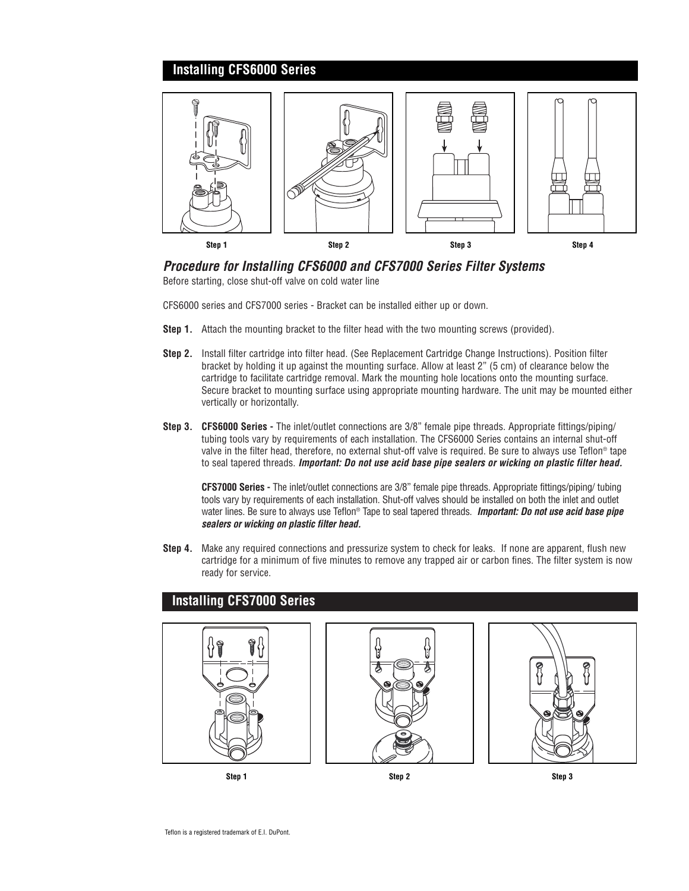## Installing CFS6000 Series

Step 1 Step 2 Step 3 Step 4

### *Procedure for Installing CFS6000 and CFS7000 Series Filter Systems*

Before starting, close shut-off valve on cold water line

CFS6000 series and CFS7000 series - Bracket can be installed either up or down.

**Step 1.** Attach the mounting bracket to the filter head with the two mounting screws (provided).

**Step 2.** Install filter cartridge into filter head. (See Replacement Cartridge Change Instructions). Position filter bracket by holding it up against the mounting surface. Allow at least 2" (5 cm) of clearance below the cartridge to facilitate cartridge removal. Mark the mounting hole locations onto the mounting surface. Secure bracket to mounting surface using appropriate mounting hardware. The unit may be mounted either vertically or horizontally.

**Step 3.** **CFS6000 Series -** The inlet/outlet connections are 3/8" female pipe threads. Appropriate fittings/piping/tubing tools vary by requirements of each installation. The CFS6000 Series contains an internal shut-off valve in the filter head, therefore, no external shut-off valve is required. Be sure to always use Teflon® tape to seal tapered threads. ***Important: Do not use acid base pipe sealers or wicking on plastic filter head.***

**CFS7000 Series -** The inlet/outlet connections are 3/8" female pipe threads. Appropriate fittings/piping/ tubing tools vary by requirements of each installation. Shut-off valves should be installed on both the inlet and outlet water lines. Be sure to always use Teflon® Tape to seal tapered threads. ***Important: Do not use acid base pipe sealers or wicking on plastic filter head.***

**Step 4.** Make any required connections and pressurize system to check for leaks. If none are apparent, flush new cartridge for a minimum of five minutes to remove any trapped air or carbon fines. The filter system is now ready for service.

## Installing CFS7000 Series

Step 1 Step 2 Step 3

Teflon is a registered trademark of E.I. DuPont.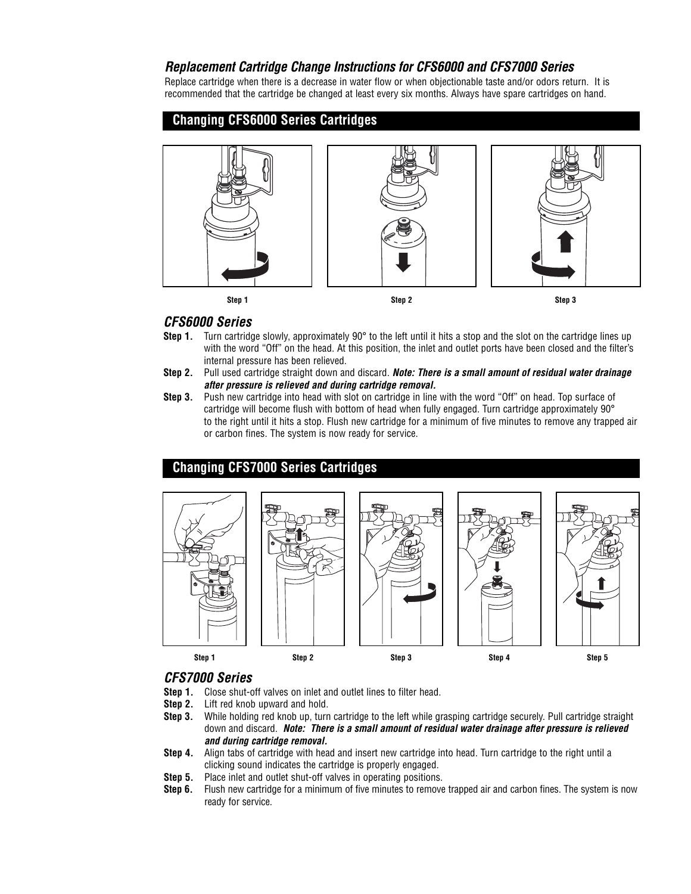### *Replacement Cartridge Change Instructions for CFS6000 and CFS7000 Series*

Replace cartridge when there is a decrease in water flow or when objectionable taste and/or odors return. It is recommended that the cartridge be changed at least every six months. Always have spare cartridges on hand.

## Changing CFS6000 Series Cartridges

Step 1 Step 2 Step 3

### *CFS6000 Series*

**Step 1.** Turn cartridge slowly, approximately 90° to the left until it hits a stop and the slot on the cartridge lines up with the word "Off" on the head. At this position, the inlet and outlet ports have been closed and the filter's internal pressure has been relieved.

**Step 2.** Pull used cartridge straight down and discard. ***Note: There is a small amount of residual water drainage after pressure is relieved and during cartridge removal.***

**Step 3.** Push new cartridge into head with slot on cartridge in line with the word "Off" on head. Top surface of cartridge will become flush with bottom of head when fully engaged. Turn cartridge approximately 90° to the right until it hits a stop. Flush new cartridge for a minimum of five minutes to remove any trapped air or carbon fines. The system is now ready for service.

## Changing CFS7000 Series Cartridges

Step 1 Step 2 Step 3 Step 4 Step 5

### *CFS7000 Series*

**Step 1.** Close shut-off valves on inlet and outlet lines to filter head.

**Step 2.** Lift red knob upward and hold.

**Step 3.** While holding red knob up, turn cartridge to the left while grasping cartridge securely. Pull cartridge straight down and discard. ***Note: There is a small amount of residual water drainage after pressure is relieved and during cartridge removal.***

**Step 4.** Align tabs of cartridge with head and insert new cartridge into head. Turn cartridge to the right until a clicking sound indicates the cartridge is properly engaged.

**Step 5.** Place inlet and outlet shut-off valves in operating positions.

**Step 6.** Flush new cartridge for a minimum of five minutes to remove trapped air and carbon fines. The system is now ready for service.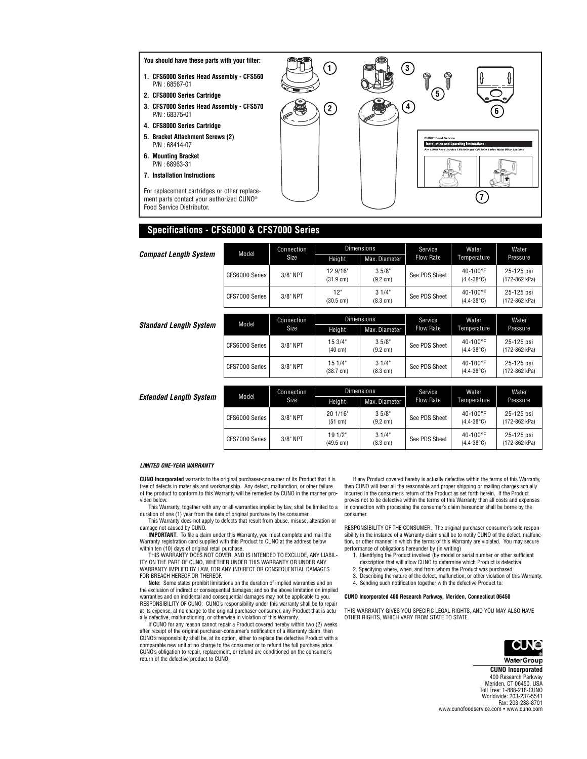**You should have these parts with your filter:**

1. **CFS6000 Series Head Assembly - CFS560**
   P/N : 68567-01
2. **CFS8000 Series Cartridge**
3. **CFS7000 Series Head Assembly - CFS570**
   P/N : 68375-01
4. **CFS8000 Series Cartridge**
5. **Bracket Attachment Screws (2)**
   P/N : 68414-07
6. **Mounting Bracket**
   P/N : 68963-31
7. **Installation Instructions**

For replacement cartridges or other replacement parts contact your authorized CUNO® Food Service Distributor.

1

2

3

4

5

6

7

CUNO® Food Service

Installation and Operating Instructions

For CUNO Food Service CFS6000 and CFS7000 Series Water Filter Systems

## Specifications - CFS6000 & CFS7000 Series

***Compact Length System***

| Model | Connection Size | Dimensions | | Service Flow Rate | Water Temperature | Water Pressure |
|---|---|---|---|---|---|---|
| | | Height | Max. Diameter | | | |
| CFS6000 Series | 3/8" NPT | 12 9/16" (31.9 cm) | 3 5/8" (9.2 cm) | See PDS Sheet | 40-100°F (4.4-38°C) | 25-125 psi (172-862 kPa) |
| CFS7000 Series | 3/8" NPT | 12" (30.5 cm) | 3 1/4" (8.3 cm) | See PDS Sheet | 40-100°F (4.4-38°C) | 25-125 psi (172-862 kPa) |

***Standard Length System***

| Model | Connection Size | Dimensions | | Service Flow Rate | Water Temperature | Water Pressure |
|---|---|---|---|---|---|---|
| | | Height | Max. Diameter | | | |
| CFS6000 Series | 3/8" NPT | 15 3/4" (40 cm) | 3 5/8" (9.2 cm) | See PDS Sheet | 40-100°F (4.4-38°C) | 25-125 psi (172-862 kPa) |
| CFS7000 Series | 3/8" NPT | 15 1/4" (38.7 cm) | 3 1/4" (8.3 cm) | See PDS Sheet | 40-100°F (4.4-38°C) | 25-125 psi (172-862 kPa) |

***Extended Length System***

| Model | Connection Size | Dimensions | | Service Flow Rate | Water Temperature | Water Pressure |
|---|---|---|---|---|---|---|
| | | Height | Max. Diameter | | | |
| CFS6000 Series | 3/8" NPT | 20 1/16" (51 cm) | 3 5/8" (9.2 cm) | See PDS Sheet | 40-100°F (4.4-38°C) | 25-125 psi (172-862 kPa) |
| CFS7000 Series | 3/8" NPT | 19 1/2" (49.5 cm) | 3 1/4" (8.3 cm) | See PDS Sheet | 40-100°F (4.4-38°C) | 25-125 psi (172-862 kPa) |

***LIMITED ONE-YEAR WARRANTY***

**CUNO Incorporated** warrants to the original purchaser-consumer of its Product that it is free of defects in materials and workmanship. Any defect, malfunction, or other failure of the product to conform to this Warranty will be remedied by CUNO in the manner provided below.

This Warranty, together with any or all warranties implied by law, shall be limited to a duration of one (1) year from the date of original purchase by the consumer.

This Warranty does not apply to defects that result from abuse, misuse, alteration or damage not caused by CUNO.

**IMPORTANT**: To file a claim under this Warranty, you must complete and mail the Warranty registration card supplied with this Product to CUNO at the address below within ten (10) days of original retail purchase.

THIS WARRANTY DOES NOT COVER, AND IS INTENDED TO EXCLUDE, ANY LIABILITY ON THE PART OF CUNO, WHETHER UNDER THIS WARRANTY OR UNDER ANY WARRANTY IMPLIED BY LAW, FOR ANY INDIRECT OR CONSEQUENTIAL DAMAGES FOR BREACH HEREOF OR THEREOF.

**Note**: Some states prohibit limitations on the duration of implied warranties and on the exclusion of indirect or consequential damages; and so the above limitation on implied warranties and on incidental and consequential damages may not be applicable to you.

RESPONSIBILITY OF CUNO: CUNO's responsibility under this warranty shall be to repair at its expense, at no charge to the original purchaser-consumer, any Product that is actually defective, malfunctioning, or otherwise in violation of this Warranty.

If CUNO for any reason cannot repair a Product covered hereby within two (2) weeks after receipt of the original purchaser-consumer's notification of a Warranty claim, then CUNO's responsibility shall be, at its option, either to replace the defective Product with a comparable new unit at no charge to the consumer or to refund the full purchase price. CUNO's obligation to repair, replacement, or refund are conditioned on the consumer's return of the defective product to CUNO.

If any Product covered hereby is actually defective within the terms of this Warranty, then CUNO will bear all the reasonable and proper shipping or mailing charges actually incurred in the consumer's return of the Product as set forth herein. If the Product proves not to be defective within the terms of this Warranty then all costs and expenses in connection with processing the consumer's claim hereunder shall be borne by the consumer.

RESPONSIBILITY OF THE CONSUMER: The original purchaser-consumer's sole responsibility in the instance of a Warranty claim shall be to notify CUNO of the defect, malfunction, or other manner in which the terms of this Warranty are violated. You may secure performance of obligations hereunder by (in writing)

1. Identifying the Product involved (by model or serial number or other sufficient description that will allow CUNO to determine which Product is defective.
2. Specifying where, when, and from whom the Product was purchased.
3. Describing the nature of the defect, malfunction, or other violation of this Warranty.
4. Sending such notification together with the defective Product to:

**CUNO Incorporated 400 Research Parkway, Meriden, Connecticut 06450**

THIS WARRANTY GIVES YOU SPECIFIC LEGAL RIGHTS, AND YOU MAY ALSO HAVE OTHER RIGHTS, WHICH VARY FROM STATE TO STATE.

CUNO® WaterGroup

**CUNO Incorporated**
400 Research Parkway
Meriden, CT 06450, USA
Toll Free: 1-888-218-CUNO
Worldwide: 203-237-5541
Fax: 203-238-8701
www.cunofoodservice.com • www.cuno.com